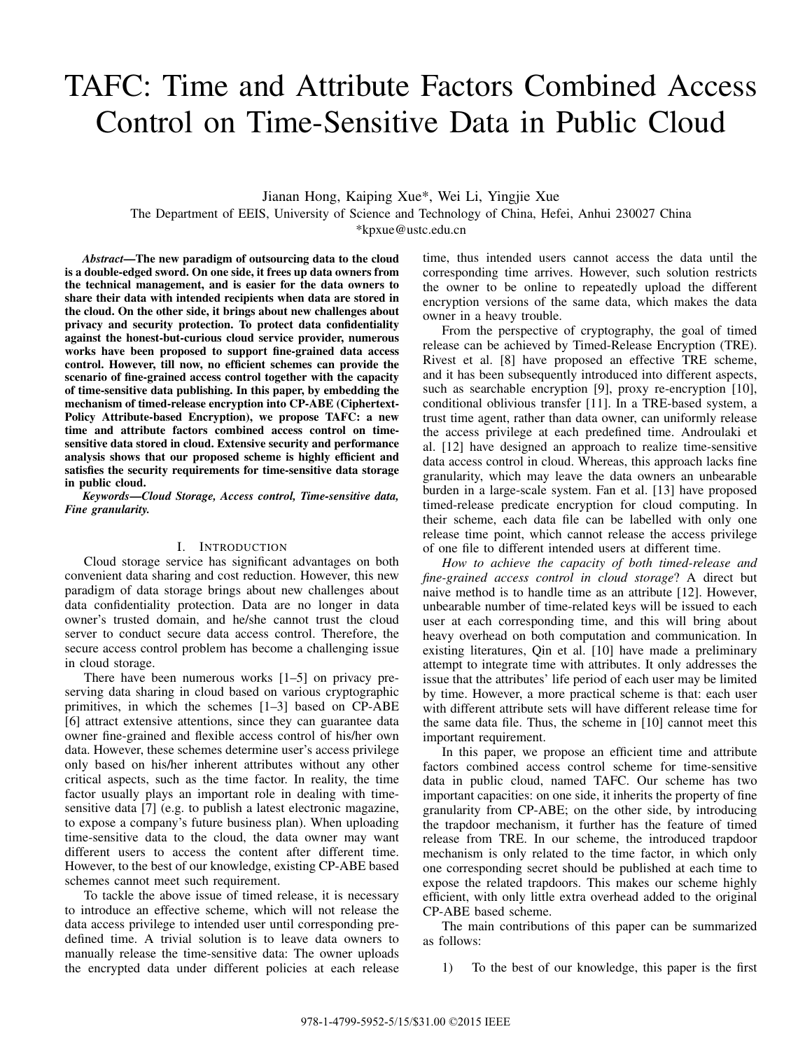# TAFC: Time and Attribute Factors Combined Access Control on Time-Sensitive Data in Public Cloud

Jianan Hong, Kaiping Xue*, Wei Li, Yingjie Xue

The Department of EEIS, University of Science and Technology of China, Hefei, Anhui 230027 China

*kpxue@ustc.edu.cn

***Abstract*—The new paradigm of outsourcing data to the cloud is a double-edged sword. On one side, it frees up data owners from the technical management, and is easier for the data owners to share their data with intended recipients when data are stored in the cloud. On the other side, it brings about new challenges about privacy and security protection. To protect data confidentiality against the honest-but-curious cloud service provider, numerous works have been proposed to support fine-grained data access control. However, till now, no efficient schemes can provide the scenario of fine-grained access control together with the capacity of time-sensitive data publishing. In this paper, by embedding the mechanism of timed-release encryption into CP-ABE (Ciphertext-Policy Attribute-based Encryption), we propose TAFC: a new time and attribute factors combined access control on time-sensitive data stored in cloud. Extensive security and performance analysis shows that our proposed scheme is highly efficient and satisfies the security requirements for time-sensitive data storage in public cloud.**

***Keywords*—*Cloud Storage, Access control, Time-sensitive data, Fine granularity.***

## I. Introduction

Cloud storage service has significant advantages on both convenient data sharing and cost reduction. However, this new paradigm of data storage brings about new challenges about data confidentiality protection. Data are no longer in data owner's trusted domain, and he/she cannot trust the cloud server to conduct secure data access control. Therefore, the secure access control problem has become a challenging issue in cloud storage.

There have been numerous works [1–5] on privacy preserving data sharing in cloud based on various cryptographic primitives, in which the schemes [1–3] based on CP-ABE [6] attract extensive attentions, since they can guarantee data owner fine-grained and flexible access control of his/her own data. However, these schemes determine user's access privilege only based on his/her inherent attributes without any other critical aspects, such as the time factor. In reality, the time factor usually plays an important role in dealing with time-sensitive data [7] (e.g. to publish a latest electronic magazine, to expose a company's future business plan). When uploading time-sensitive data to the cloud, the data owner may want different users to access the content after different time. However, to the best of our knowledge, existing CP-ABE based schemes cannot meet such requirement.

To tackle the above issue of timed release, it is necessary to introduce an effective scheme, which will not release the data access privilege to intended user until corresponding predefined time. A trivial solution is to leave data owners to manually release the time-sensitive data: The owner uploads the encrypted data under different policies at each release time, thus intended users cannot access the data until the corresponding time arrives. However, such solution restricts the owner to be online to repeatedly upload the different encryption versions of the same data, which makes the data owner in a heavy trouble.

From the perspective of cryptography, the goal of timed release can be achieved by Timed-Release Encryption (TRE). Rivest et al. [8] have proposed an effective TRE scheme, and it has been subsequently introduced into different aspects, such as searchable encryption [9], proxy re-encryption [10], conditional oblivious transfer [11]. In a TRE-based system, a trust time agent, rather than data owner, can uniformly release the access privilege at each predefined time. Androulaki et al. [12] have designed an approach to realize time-sensitive data access control in cloud. Whereas, this approach lacks fine granularity, which may leave the data owners an unbearable burden in a large-scale system. Fan et al. [13] have proposed timed-release predicate encryption for cloud computing. In their scheme, each data file can be labelled with only one release time point, which cannot release the access privilege of one file to different intended users at different time.

*How to achieve the capacity of both timed-release and fine-grained access control in cloud storage*? A direct but naive method is to handle time as an attribute [12]. However, unbearable number of time-related keys will be issued to each user at each corresponding time, and this will bring about heavy overhead on both computation and communication. In existing literatures, Qin et al. [10] have made a preliminary attempt to integrate time with attributes. It only addresses the issue that the attributes' life period of each user may be limited by time. However, a more practical scheme is that: each user with different attribute sets will have different release time for the same data file. Thus, the scheme in [10] cannot meet this important requirement.

In this paper, we propose an efficient time and attribute factors combined access control scheme for time-sensitive data in public cloud, named TAFC. Our scheme has two important capacities: on one side, it inherits the property of fine granularity from CP-ABE; on the other side, by introducing the trapdoor mechanism, it further has the feature of timed release from TRE. In our scheme, the introduced trapdoor mechanism is only related to the time factor, in which only one corresponding secret should be published at each time to expose the related trapdoors. This makes our scheme highly efficient, with only little extra overhead added to the original CP-ABE based scheme.

The main contributions of this paper can be summarized as follows:

1) To the best of our knowledge, this paper is the first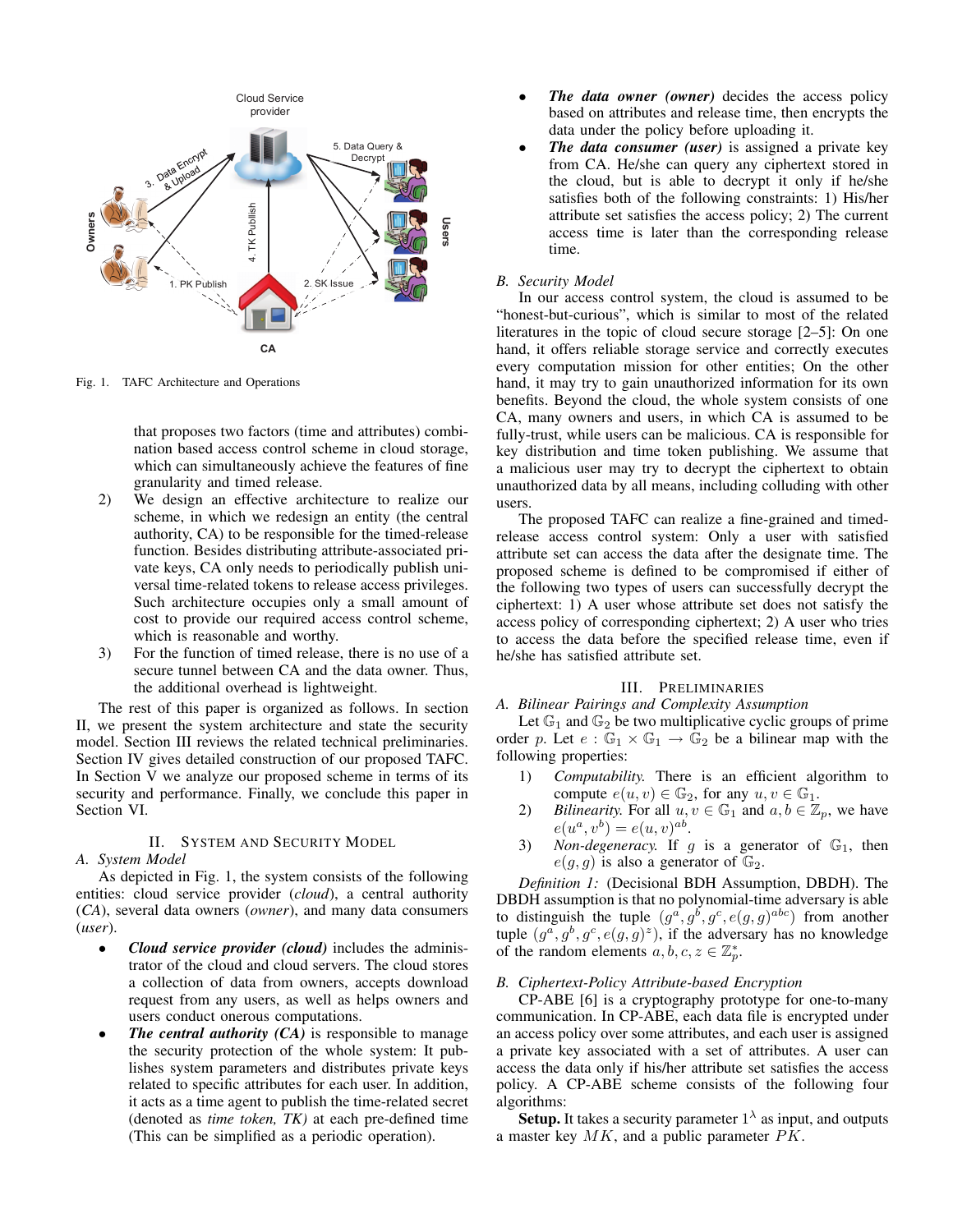Fig. 1. TAFC Architecture and Operations

that proposes two factors (time and attributes) combination based access control scheme in cloud storage, which can simultaneously achieve the features of fine granularity and timed release.

2) We design an effective architecture to realize our scheme, in which we redesign an entity (the central authority, CA) to be responsible for the timed-release function. Besides distributing attribute-associated private keys, CA only needs to periodically publish universal time-related tokens to release access privileges. Such architecture occupies only a small amount of cost to provide our required access control scheme, which is reasonable and worthy.

3) For the function of timed release, there is no use of a secure tunnel between CA and the data owner. Thus, the additional overhead is lightweight.

The rest of this paper is organized as follows. In section II, we present the system architecture and state the security model. Section III reviews the related technical preliminaries. Section IV gives detailed construction of our proposed TAFC. In Section V we analyze our proposed scheme in terms of its security and performance. Finally, we conclude this paper in Section VI.

## II. System and Security Model

### A. System Model

As depicted in Fig. 1, the system consists of the following entities: cloud service provider (*cloud*), a central authority (*CA*), several data owners (*owner*), and many data consumers (*user*).

- ***Cloud service provider (cloud)*** includes the administrator of the cloud and cloud servers. The cloud stores a collection of data from owners, accepts download request from any users, as well as helps owners and users conduct onerous computations.
- ***The central authority (CA)*** is responsible to manage the security protection of the whole system: It publishes system parameters and distributes private keys related to specific attributes for each user. In addition, it acts as a time agent to publish the time-related secret (denoted as *time token, TK)* at each pre-defined time (This can be simplified as a periodic operation).
- ***The data owner (owner)*** decides the access policy based on attributes and release time, then encrypts the data under the policy before uploading it.
- ***The data consumer (user)*** is assigned a private key from CA. He/she can query any ciphertext stored in the cloud, but is able to decrypt it only if he/she satisfies both of the following constraints: 1) His/her attribute set satisfies the access policy; 2) The current access time is later than the corresponding release time.

### B. Security Model

In our access control system, the cloud is assumed to be "honest-but-curious", which is similar to most of the related literatures in the topic of cloud secure storage [2–5]: On one hand, it offers reliable storage service and correctly executes every computation mission for other entities; On the other hand, it may try to gain unauthorized information for its own benefits. Beyond the cloud, the whole system consists of one CA, many owners and users, in which CA is assumed to be fully-trust, while users can be malicious. CA is responsible for key distribution and time token publishing. We assume that a malicious user may try to decrypt the ciphertext to obtain unauthorized data by all means, including colluding with other users.

The proposed TAFC can realize a fine-grained and timed-release access control system: Only a user with satisfied attribute set can access the data after the designate time. The proposed scheme is defined to be compromised if either of the following two types of users can successfully decrypt the ciphertext: 1) A user whose attribute set does not satisfy the access policy of corresponding ciphertext; 2) A user who tries to access the data before the specified release time, even if he/she has satisfied attribute set.

## III. Preliminaries

### A. Bilinear Pairings and Complexity Assumption

Let $\mathbb{G}_1$ and $\mathbb{G}_2$ be two multiplicative cyclic groups of prime order $p$. Let $e : \mathbb{G}_1 \times \mathbb{G}_1 \rightarrow \mathbb{G}_2$ be a bilinear map with the following properties:

1) *Computability.* There is an efficient algorithm to compute $e(u, v) \in \mathbb{G}_2$, for any $u, v \in \mathbb{G}_1$.
2) *Bilinearity.* For all $u, v \in \mathbb{G}_1$ and $a, b \in \mathbb{Z}_p$, we have $e(u^a, v^b) = e(u, v)^{ab}$.
3) *Non-degeneracy.* If $g$ is a generator of $\mathbb{G}_1$, then $e(g, g)$ is also a generator of $\mathbb{G}_2$.

*Definition 1:* (Decisional BDH Assumption, DBDH). The DBDH assumption is that no polynomial-time adversary is able to distinguish the tuple $(g^a, g^b, g^c, e(g, g)^{abc})$ from another tuple $(g^a, g^b, g^c, e(g, g)^z)$, if the adversary has no knowledge of the random elements $a, b, c, z \in \mathbb{Z}_p^*$.

### B. Ciphertext-Policy Attribute-based Encryption

CP-ABE [6] is a cryptography prototype for one-to-many communication. In CP-ABE, each data file is encrypted under an access policy over some attributes, and each user is assigned a private key associated with a set of attributes. A user can access the data only if his/her attribute set satisfies the access policy. A CP-ABE scheme consists of the following four algorithms:

**Setup.** It takes a security parameter $1^\lambda$ as input, and outputs a master key $MK$, and a public parameter $PK$.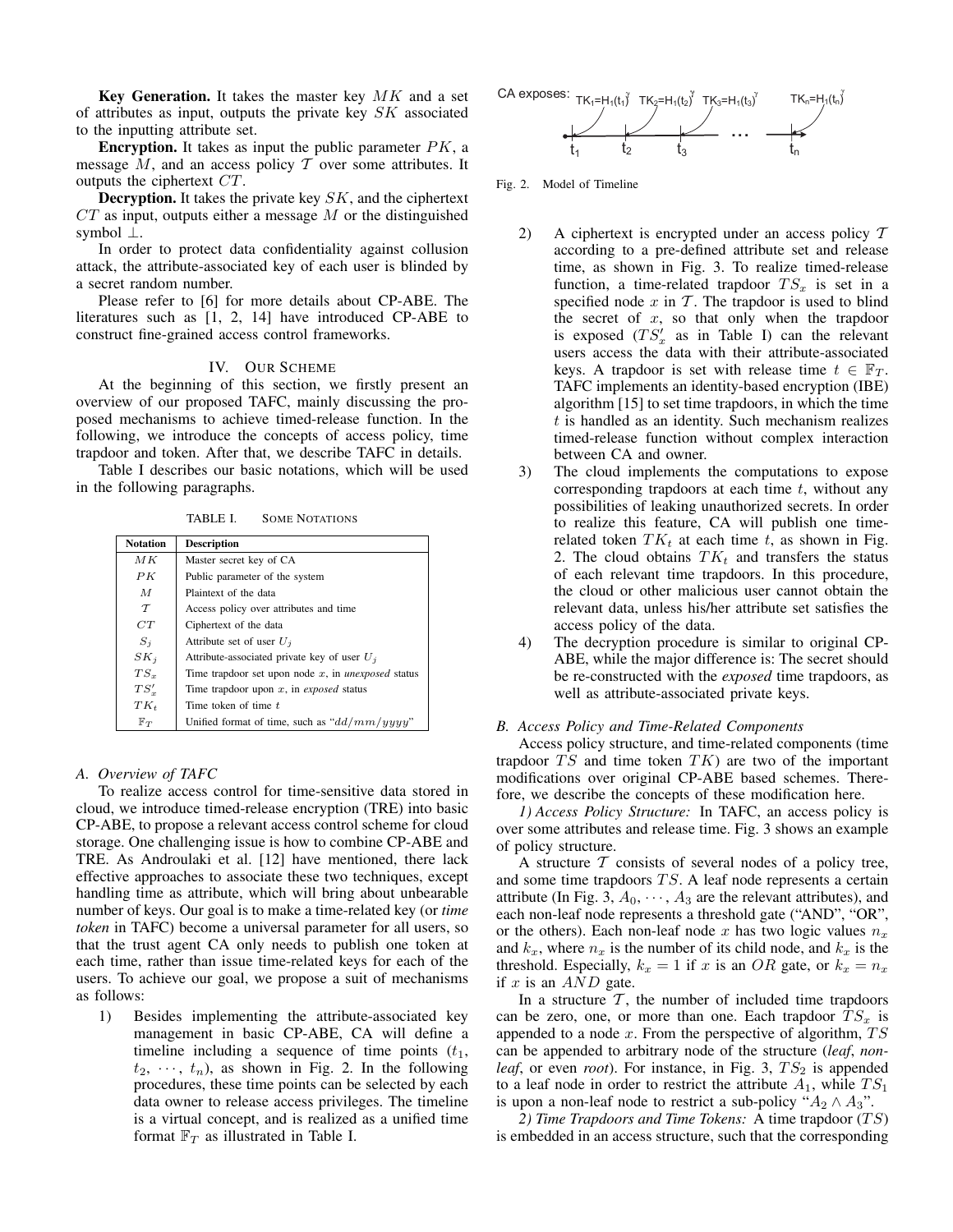**Key Generation.** It takes the master key $MK$ and a set of attributes as input, outputs the private key $SK$ associated to the inputting attribute set.

**Encryption.** It takes as input the public parameter $PK$, a message $M$, and an access policy $\mathcal{T}$ over some attributes. It outputs the ciphertext $CT$.

**Decryption.** It takes the private key $SK$, and the ciphertext $CT$ as input, outputs either a message $M$ or the distinguished symbol $\perp$.

In order to protect data confidentiality against collusion attack, the attribute-associated key of each user is blinded by a secret random number.

Please refer to [6] for more details about CP-ABE. The literatures such as [1, 2, 14] have introduced CP-ABE to construct fine-grained access control frameworks.

## IV. Our Scheme

At the beginning of this section, we firstly present an overview of our proposed TAFC, mainly discussing the proposed mechanisms to achieve timed-release function. In the following, we introduce the concepts of access policy, time trapdoor and token. After that, we describe TAFC in details.

Table I describes our basic notations, which will be used in the following paragraphs.

TABLE I. Some Notations

| Notation | Description |
|---|---|
| $MK$ | Master secret key of CA |
| $PK$ | Public parameter of the system |
| $M$ | Plaintext of the data |
| $\mathcal{T}$ | Access policy over attributes and time |
| $CT$ | Ciphertext of the data |
| $S_j$ | Attribute set of user $U_j$ |
| $SK_j$ | Attribute-associated private key of user $U_j$ |
| $TS_x$ | Time trapdoor set upon node $x$, in *unexposed* status |
| $TS'_x$ | Time trapdoor upon $x$, in *exposed* status |
| $TK_t$ | Time token of time $t$ |
| $\mathbb{F}_T$ | Unified format of time, such as "$dd/mm/yyyy$" |

### A. Overview of TAFC

To realize access control for time-sensitive data stored in cloud, we introduce timed-release encryption (TRE) into basic CP-ABE, to propose a relevant access control scheme for cloud storage. One challenging issue is how to combine CP-ABE and TRE. As Androulaki et al. [12] have mentioned, there lack effective approaches to associate these two techniques, except handling time as attribute, which will bring about unbearable number of keys. Our goal is to make a time-related key (or *time token* in TAFC) become a universal parameter for all users, so that the trust agent CA only needs to publish one token at each time, rather than issue time-related keys for each of the users. To achieve our goal, we propose a suit of mechanisms as follows:

1) Besides implementing the attribute-associated key management in basic CP-ABE, CA will define a timeline including a sequence of time points ($t_1$, $t_2$, $\cdots$, $t_n$), as shown in Fig. 2. In the following procedures, these time points can be selected by each data owner to release access privileges. The timeline is a virtual concept, and is realized as a unified time format $\mathbb{F}_T$ as illustrated in Table I.

CA exposes: $TK_1=H_1(t_1)^\gamma$ $TK_2=H_1(t_2)^\gamma$ $TK_3=H_1(t_3)^\gamma$ ... $TK_n=H_1(t_n)^\gamma$

Fig. 2. Model of Timeline

2) A ciphertext is encrypted under an access policy $\mathcal{T}$ according to a pre-defined attribute set and release time, as shown in Fig. 3. To realize timed-release function, a time-related trapdoor $TS_x$ is set in a specified node $x$ in $\mathcal{T}$. The trapdoor is used to blind the secret of $x$, so that only when the trapdoor is exposed ($TS'_x$ as in Table I) can the relevant users access the data with their attribute-associated keys. A trapdoor is set with release time $t \in \mathbb{F}_T$. TAFC implements an identity-based encryption (IBE) algorithm [15] to set time trapdoors, in which the time $t$ is handled as an identity. Such mechanism realizes timed-release function without complex interaction between CA and owner.
3) The cloud implements the computations to expose corresponding trapdoors at each time $t$, without any possibilities of leaking unauthorized secrets. In order to realize this feature, CA will publish one time-related token $TK_t$ at each time $t$, as shown in Fig. 2. The cloud obtains $TK_t$ and transfers the status of each relevant time trapdoors. In this procedure, the cloud or other malicious user cannot obtain the relevant data, unless his/her attribute set satisfies the access policy of the data.
4) The decryption procedure is similar to original CP-ABE, while the major difference is: The secret should be re-constructed with the *exposed* time trapdoors, as well as attribute-associated private keys.

### B. Access Policy and Time-Related Components

Access policy structure, and time-related components (time trapdoor $TS$ and time token $TK$) are two of the important modifications over original CP-ABE based schemes. Therefore, we describe the concepts of these modification here.

*1) Access Policy Structure:* In TAFC, an access policy is over some attributes and release time. Fig. 3 shows an example of policy structure.

A structure $\mathcal{T}$ consists of several nodes of a policy tree, and some time trapdoors $TS$. A leaf node represents a certain attribute (In Fig. 3, $A_0, \cdots, A_3$ are the relevant attributes), and each non-leaf node represents a threshold gate ("AND", "OR", or the others). Each non-leaf node $x$ has two logic values $n_x$ and $k_x$, where $n_x$ is the number of its child node, and $k_x$ is the threshold. Especially, $k_x = 1$ if $x$ is an $OR$ gate, or $k_x = n_x$ if $x$ is an $AND$ gate.

In a structure $\mathcal{T}$, the number of included time trapdoors can be zero, one, or more than one. Each trapdoor $TS_x$ is appended to a node $x$. From the perspective of algorithm, $TS$ can be appended to arbitrary node of the structure (*leaf*, *non-leaf*, or even *root*). For instance, in Fig. 3, $TS_2$ is appended to a leaf node in order to restrict the attribute $A_1$, while $TS_1$ is upon a non-leaf node to restrict a sub-policy "$A_2 \wedge A_3$".

*2) Time Trapdoors and Time Tokens:* A time trapdoor ($TS$) is embedded in an access structure, such that the corresponding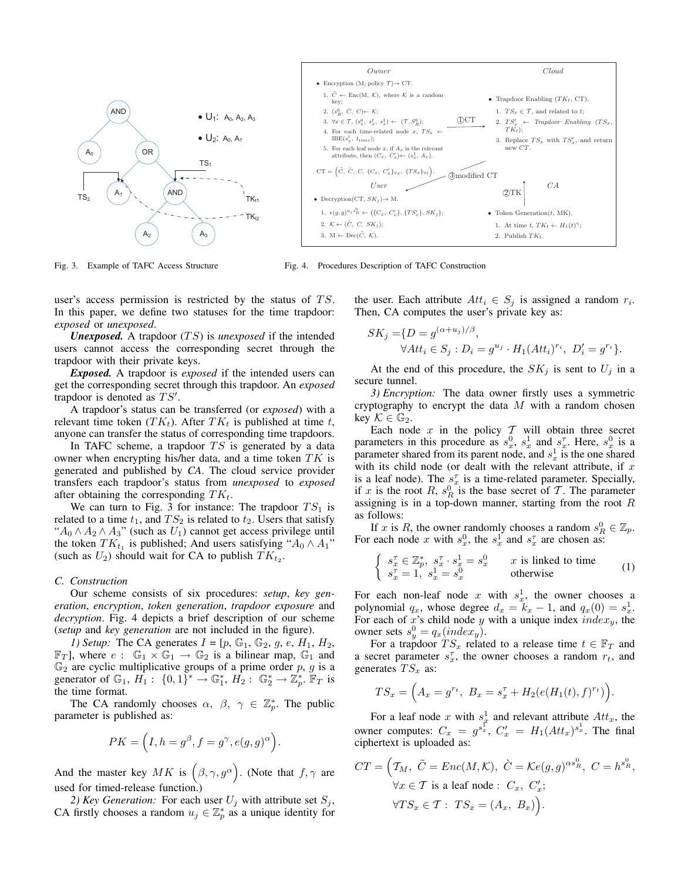Fig. 3. Example of TAFC Access Structure

Fig. 4. Procedures Description of TAFC Construction

user's access permission is restricted by the status of $TS$. In this paper, we define two statuses for the time trapdoor: *exposed* or *unexposed*.

***Unexposed.*** A trapdoor ($TS$) is *unexposed* if the intended users cannot access the corresponding secret through the trapdoor with their private keys.

***Exposed.*** A trapdoor is *exposed* if the intended users can get the corresponding secret through this trapdoor. An *exposed* trapdoor is denoted as $TS'$.

A trapdoor's status can be transferred (or *exposed*) with a relevant time token ($TK_t$). After $TK_t$ is published at time $t$, anyone can transfer the status of corresponding time trapdoors.

In TAFC scheme, a trapdoor $TS$ is generated by a data owner when encrypting his/her data, and a time token $TK$ is generated and published by *CA*. The cloud service provider transfers each trapdoor's status from *unexposed* to *exposed* after obtaining the corresponding $TK_t$.

We can turn to Fig. 3 for instance: The trapdoor $TS_1$ is related to a time $t_1$, and $TS_2$ is related to $t_2$. Users that satisfy "$A_0 \wedge A_2 \wedge A_3$" (such as $U_1$) cannot get access privilege until the token $TK_{t_1}$ is published; And users satisfying "$A_0 \wedge A_1$" (such as $U_2$) should wait for CA to publish $TK_{t_2}$.

### C. Construction

Our scheme consists of six procedures: *setup*, *key generation*, *encryption*, *token generation*, *trapdoor exposure* and *decryption*. Fig. 4 depicts a brief description of our scheme (*setup* and *key generation* are not included in the figure).

*1) Setup:* The CA generates $I = [p, \mathbb{G}_1, \mathbb{G}_2, g, e, H_1, H_2, \mathbb{F}_T]$, where $e: \mathbb{G}_1 \times \mathbb{G}_1 \rightarrow \mathbb{G}_2$ is a bilinear map, $\mathbb{G}_1$ and $\mathbb{G}_2$ are cyclic multiplicative groups of a prime order $p$, $g$ is a generator of $\mathbb{G}_1$, $H_1: \{0,1\}^* \rightarrow \mathbb{G}_1^*$, $H_2: \mathbb{G}_2^* \rightarrow \mathbb{Z}_p^*$. $\mathbb{F}_T$ is the time format.

The CA randomly chooses $\alpha, \beta, \gamma \in \mathbb{Z}_p^*$. The public parameter is published as:

$$PK = \Big(I, h = g^{\beta}, f = g^{\gamma}, e(g,g)^{\alpha}\Big).$$

And the master key $MK$ is $\Big(\beta, \gamma, g^{\alpha}\Big)$. (Note that $f, \gamma$ are used for timed-release function.)

*2) Key Generation:* For each user $U_j$ with attribute set $S_j$, CA firstly chooses a random $u_j \in \mathbb{Z}_p^*$ as a unique identity for the user. Each attribute $Att_i \in S_j$ is assigned a random $r_i$. Then, CA computes the user's private key as:

$$SK_j = \{D = g^{(\alpha + u_j)/\beta},$$
$$\forall Att_i \in S_j: D_i = g^{u_j} \cdot H_1(Att_i)^{r_i},\ D_i' = g^{r_i}\}.$$

At the end of this procedure, the $SK_j$ is sent to $U_j$ in a secure tunnel.

*3) Encryption:* The data owner firstly uses a symmetric cryptography to encrypt the data $M$ with a random chosen key $\mathcal{K} \in \mathbb{G}_2$.

Each node $x$ in the policy $\mathcal{T}$ will obtain three secret parameters in this procedure as $s_x^0$, $s_x^1$ and $s_x^{\tau}$. Here, $s_x^0$ is a parameter shared from its parent node, and $s_x^1$ is the one shared with its child node (or dealt with the relevant attribute, if $x$ is a leaf node). The $s_x^{\tau}$ is a time-related parameter. Specially, if $x$ is the root $R$, $s_R^0$ is the base secret of $\mathcal{T}$. The parameter assigning is in a top-down manner, starting from the root $R$ as follows:

If $x$ is $R$, the owner randomly chooses a random $s_R^0 \in \mathbb{Z}_p$. For each node $x$ with $s_x^0$, the $s_x^1$ and $s_x^{\tau}$ are chosen as:

$$\begin{cases} s_x^{\tau} \in \mathbb{Z}_p^*,\ s_x^{\tau} \cdot s_x^1 = s_x^0 & x \text{ is linked to time} \\ s_x^{\tau} = 1,\ s_x^1 = s_x^0 & \text{otherwise} \end{cases} \tag{1}$$

For each non-leaf node $x$ with $s_x^1$, the owner chooses a polynomial $q_x$, whose degree $d_x = k_x - 1$, and $q_x(0) = s_x^1$. For each of $x$'s child node $y$ with a unique index $index_y$, the owner sets $s_y^0 = q_x(index_y)$.

For a trapdoor $TS_x$ related to a release time $t \in \mathbb{F}_T$ and a secret parameter $s_x^{\tau}$, the owner chooses a random $r_t$, and generates $TS_x$ as:

$$TS_x = \Big(A_x = g^{r_t},\ B_x = s_x^{\tau} + H_2(e(H_1(t), f)^{r_t})\Big).$$

For a leaf node $x$ with $s_x^1$ and relevant attribute $Att_x$, the owner computes: $C_x = g^{s_x^1}$, $C_x' = H_1(Att_x)^{s_x^1}$. The final ciphertext is uploaded as:

$$CT = \Big(\mathcal{T}_M,\ \tilde{C} = Enc(M, \mathcal{K}),\ \grave{C} = \mathcal{K}e(g,g)^{\alpha s_R^0},\ C = h^{s_R^0},$$
$$\forall x \in \mathcal{T} \text{ is a leaf node}:\ C_x,\ C_x';$$
$$\forall TS_x \in \mathcal{T}:\ TS_x = (A_x,\ B_x)\Big).$$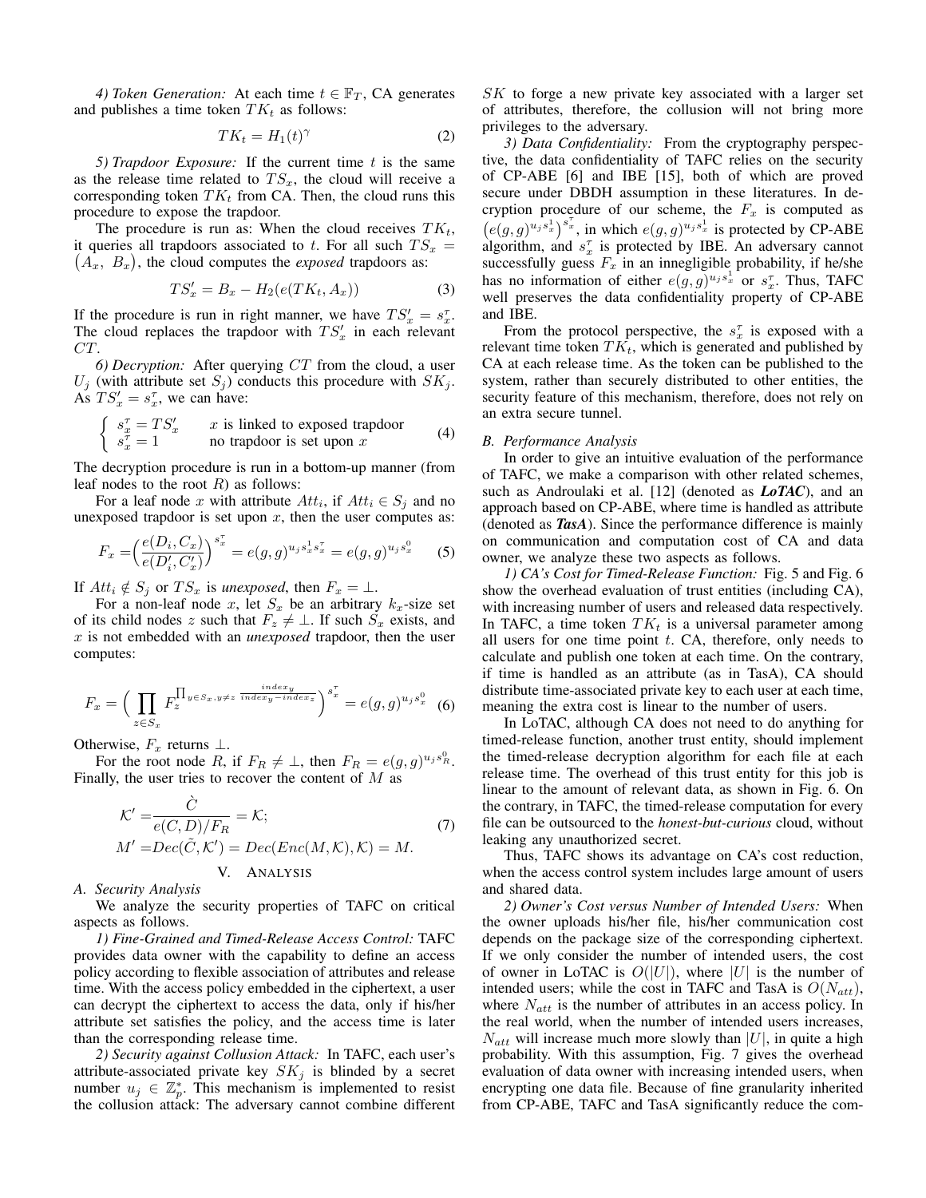*4) Token Generation:* At each time $t \in \mathbb{F}_T$, CA generates and publishes a time token $TK_t$ as follows:

$$TK_t = H_1(t)^{\gamma} \tag{2}$$

*5) Trapdoor Exposure:* If the current time $t$ is the same as the release time related to $TS_x$, the cloud will receive a corresponding token $TK_t$ from CA. Then, the cloud runs this procedure to expose the trapdoor.

The procedure is run as: When the cloud receives $TK_t$, it queries all trapdoors associated to $t$. For all such $TS_x = (A_x,\ B_x)$, the cloud computes the *exposed* trapdoors as:

$$TS'_x = B_x - H_2(e(TK_t, A_x)) \tag{3}$$

If the procedure is run in right manner, we have $TS'_x = s^{\tau}_x$. The cloud replaces the trapdoor with $TS'_x$ in each relevant $CT$.

*6) Decryption:* After querying $CT$ from the cloud, a user $U_j$ (with attribute set $S_j$) conducts this procedure with $SK_j$. As $TS'_x = s^{\tau}_x$, we can have:

$$\begin{cases} s^{\tau}_x = TS'_x & x \text{ is linked to exposed trapdoor} \\ s^{\tau}_x = 1 & \text{no trapdoor is set upon } x \end{cases} \tag{4}$$

The decryption procedure is run in a bottom-up manner (from leaf nodes to the root $R$) as follows:

For a leaf node $x$ with attribute $Att_i$, if $Att_i \in S_j$ and no unexposed trapdoor is set upon $x$, then the user computes as:

$$F_x = \Big(\frac{e(D_i, C_x)}{e(D'_i, C'_x)}\Big)^{s^{\tau}_x} = e(g,g)^{u_j s^1_x s^{\tau}_x} = e(g,g)^{u_j s^0_x} \tag{5}$$

If $Att_i \notin S_j$ or $TS_x$ is *unexposed*, then $F_x = \perp$.

For a non-leaf node $x$, let $S_x$ be an arbitrary $k_x$-size set of its child nodes $z$ such that $F_z \neq \perp$. If such $S_x$ exists, and $x$ is not embedded with an *unexposed* trapdoor, then the user computes:

$$F_x = \Big(\prod_{z\in S_x} F_z^{\prod_{y\in S_x, y\neq z}\frac{index_y}{index_y - index_z}}\Big)^{s^{\tau}_x} = e(g,g)^{u_j s^0_x} \tag{6}$$

Otherwise, $F_x$ returns $\perp$.

For the root node $R$, if $F_R \neq \perp$, then $F_R = e(g,g)^{u_j s^0_R}$. Finally, the user tries to recover the content of $M$ as

$$\begin{aligned} \mathcal{K}' &= \frac{\grave{C}}{e(C,D)/F_R} = \mathcal{K}; \\ M' &= Dec(\tilde{C}, \mathcal{K}') = Dec(Enc(M,\mathcal{K}),\mathcal{K}) = M. \end{aligned} \tag{7}$$

## V. Analysis

### A. Security Analysis

We analyze the security properties of TAFC on critical aspects as follows.

*1) Fine-Grained and Timed-Release Access Control:* TAFC provides data owner with the capability to define an access policy according to flexible association of attributes and release time. With the access policy embedded in the ciphertext, a user can decrypt the ciphertext to access the data, only if his/her attribute set satisfies the policy, and the access time is later than the corresponding release time.

*2) Security against Collusion Attack:* In TAFC, each user's attribute-associated private key $SK_j$ is blinded by a secret number $u_j \in \mathbb{Z}^*_p$. This mechanism is implemented to resist the collusion attack: The adversary cannot combine different $SK$ to forge a new private key associated with a larger set of attributes, therefore, the collusion will not bring more privileges to the adversary.

*3) Data Confidentiality:* From the cryptography perspective, the data confidentiality of TAFC relies on the security of CP-ABE [6] and IBE [15], both of which are proved secure under DBDH assumption in these literatures. In decryption procedure of our scheme, the $F_x$ is computed as $\big(e(g,g)^{u_j s^1_x}\big)^{s^{\tau}_x}$, in which $e(g,g)^{u_j s^1_x}$ is protected by CP-ABE algorithm, and $s^{\tau}_x$ is protected by IBE. An adversary cannot successfully guess $F_x$ in an innegligible probability, if he/she has no information of either $e(g,g)^{u_j s^1_x}$ or $s^{\tau}_x$. Thus, TAFC well preserves the data confidentiality property of CP-ABE and IBE.

From the protocol perspective, the $s^{\tau}_x$ is exposed with a relevant time token $TK_t$, which is generated and published by CA at each release time. As the token can be published to the system, rather than securely distributed to other entities, the security feature of this mechanism, therefore, does not rely on an extra secure tunnel.

### B. Performance Analysis

In order to give an intuitive evaluation of the performance of TAFC, we make a comparison with other related schemes, such as Androulaki et al. [12] (denoted as ***LoTAC***), and an approach based on CP-ABE, where time is handled as attribute (denoted as ***TasA***). Since the performance difference is mainly on communication and computation cost of CA and data owner, we analyze these two aspects as follows.

*1) CA's Cost for Timed-Release Function:* Fig. 5 and Fig. 6 show the overhead evaluation of trust entities (including CA), with increasing number of users and released data respectively. In TAFC, a time token $TK_t$ is a universal parameter among all users for one time point $t$. CA, therefore, only needs to calculate and publish one token at each time. On the contrary, if time is handled as an attribute (as in TasA), CA should distribute time-associated private key to each user at each time, meaning the extra cost is linear to the number of users.

In LoTAC, although CA does not need to do anything for timed-release function, another trust entity, should implement the timed-release decryption algorithm for each file at each release time. The overhead of this trust entity for this job is linear to the amount of relevant data, as shown in Fig. 6. On the contrary, in TAFC, the timed-release computation for every file can be outsourced to the *honest-but-curious* cloud, without leaking any unauthorized secret.

Thus, TAFC shows its advantage on CA's cost reduction, when the access control system includes large amount of users and shared data.

*2) Owner's Cost versus Number of Intended Users:* When the owner uploads his/her file, his/her communication cost depends on the package size of the corresponding ciphertext. If we only consider the number of intended users, the cost of owner in LoTAC is $O(|U|)$, where $|U|$ is the number of intended users; while the cost in TAFC and TasA is $O(N_{att})$, where $N_{att}$ is the number of attributes in an access policy. In the real world, when the number of intended users increases, $N_{att}$ will increase much more slowly than $|U|$, in quite a high probability. With this assumption, Fig. 7 gives the overhead evaluation of data owner with increasing intended users, when encrypting one data file. Because of fine granularity inherited from CP-ABE, TAFC and TasA significantly reduce the com-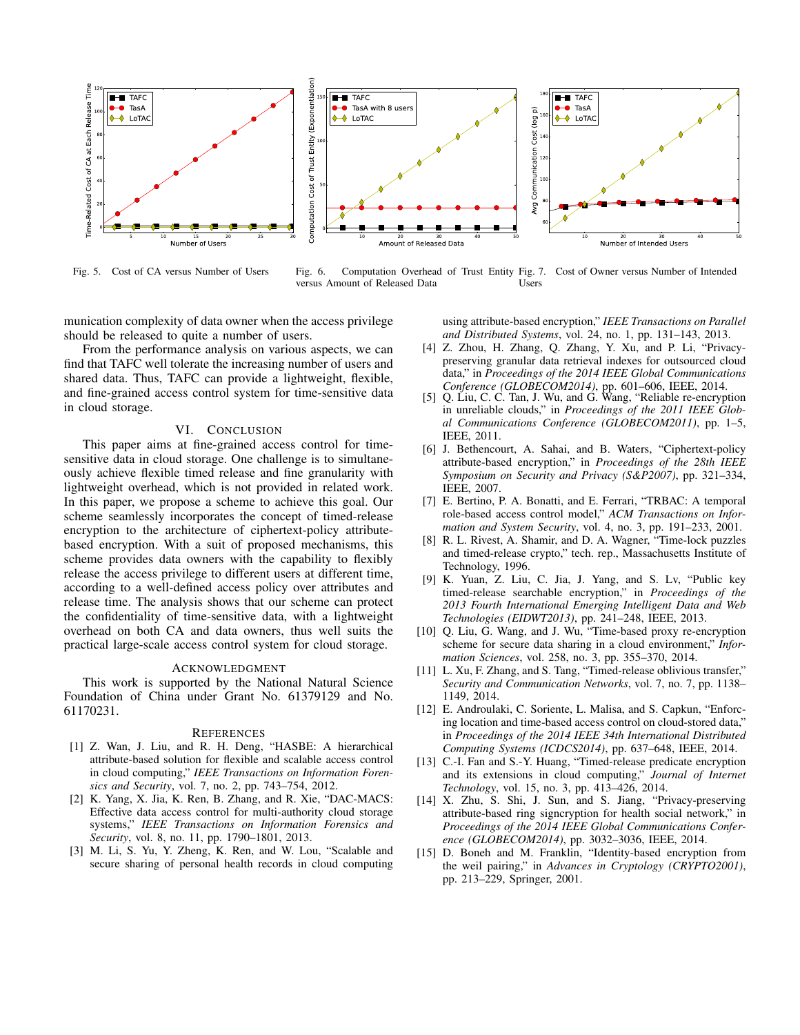Fig. 5 (plot):
Time-Related Cost of CA at Each Release Time
Number of Users
TAFC
TasA
LoTAC
0 20 40 60 80 100 120
5 10 15 20 25 30

Fig. 5. Cost of CA versus Number of Users

Fig. 6 (plot):
Computation Cost of Trust Entity (Exponentiation)
Amount of Released Data
TAFC
TasA with 8 users
LoTAC
0 50 100 150
10 20 30 40 50

Fig. 6. Computation Overhead of Trust Entity versus Amount of Released Data

Fig. 7 (plot):
Avg Communication Cost (log p)
Number of Intended Users
TAFC
TasA
LoTAC
60 80 100 120 140 160 180
10 20 30 40 50

Fig. 7. Cost of Owner versus Number of Intended Users

munication complexity of data owner when the access privilege should be released to quite a number of users.

From the performance analysis on various aspects, we can find that TAFC well tolerate the increasing number of users and shared data. Thus, TAFC can provide a lightweight, flexible, and fine-grained access control system for time-sensitive data in cloud storage.

## VI. Conclusion

This paper aims at fine-grained access control for time-sensitive data in cloud storage. One challenge is to simultaneously achieve flexible timed release and fine granularity with lightweight overhead, which is not provided in related work. In this paper, we propose a scheme to achieve this goal. Our scheme seamlessly incorporates the concept of timed-release encryption to the architecture of ciphertext-policy attribute-based encryption. With a suit of proposed mechanisms, this scheme provides data owners with the capability to flexibly release the access privilege to different users at different time, according to a well-defined access policy over attributes and release time. The analysis shows that our scheme can protect the confidentiality of time-sensitive data, with a lightweight overhead on both CA and data owners, thus well suits the practical large-scale access control system for cloud storage.

## Acknowledgment

This work is supported by the National Natural Science Foundation of China under Grant No. 61379129 and No. 61170231.

## References

[1] Z. Wan, J. Liu, and R. H. Deng, "HASBE: A hierarchical attribute-based solution for flexible and scalable access control in cloud computing," *IEEE Transactions on Information Forensics and Security*, vol. 7, no. 2, pp. 743–754, 2012.

[2] K. Yang, X. Jia, K. Ren, B. Zhang, and R. Xie, "DAC-MACS: Effective data access control for multi-authority cloud storage systems," *IEEE Transactions on Information Forensics and Security*, vol. 8, no. 11, pp. 1790–1801, 2013.

[3] M. Li, S. Yu, Y. Zheng, K. Ren, and W. Lou, "Scalable and secure sharing of personal health records in cloud computing using attribute-based encryption," *IEEE Transactions on Parallel and Distributed Systems*, vol. 24, no. 1, pp. 131–143, 2013.

[4] Z. Zhou, H. Zhang, Q. Zhang, Y. Xu, and P. Li, "Privacy-preserving granular data retrieval indexes for outsourced cloud data," in *Proceedings of the 2014 IEEE Global Communications Conference (GLOBECOM2014)*, pp. 601–606, IEEE, 2014.

[5] Q. Liu, C. C. Tan, J. Wu, and G. Wang, "Reliable re-encryption in unreliable clouds," in *Proceedings of the 2011 IEEE Global Communications Conference (GLOBECOM2011)*, pp. 1–5, IEEE, 2011.

[6] J. Bethencourt, A. Sahai, and B. Waters, "Ciphertext-policy attribute-based encryption," in *Proceedings of the 28th IEEE Symposium on Security and Privacy (S&P2007)*, pp. 321–334, IEEE, 2007.

[7] E. Bertino, P. A. Bonatti, and E. Ferrari, "TRBAC: A temporal role-based access control model," *ACM Transactions on Information and System Security*, vol. 4, no. 3, pp. 191–233, 2001.

[8] R. L. Rivest, A. Shamir, and D. A. Wagner, "Time-lock puzzles and timed-release crypto," tech. rep., Massachusetts Institute of Technology, 1996.

[9] K. Yuan, Z. Liu, C. Jia, J. Yang, and S. Lv, "Public key timed-release searchable encryption," in *Proceedings of the 2013 Fourth International Emerging Intelligent Data and Web Technologies (EIDWT2013)*, pp. 241–248, IEEE, 2013.

[10] Q. Liu, G. Wang, and J. Wu, "Time-based proxy re-encryption scheme for secure data sharing in a cloud environment," *Information Sciences*, vol. 258, no. 3, pp. 355–370, 2014.

[11] L. Xu, F. Zhang, and S. Tang, "Timed-release oblivious transfer," *Security and Communication Networks*, vol. 7, no. 7, pp. 1138–1149, 2014.

[12] E. Androulaki, C. Soriente, L. Malisa, and S. Capkun, "Enforcing location and time-based access control on cloud-stored data," in *Proceedings of the 2014 IEEE 34th International Distributed Computing Systems (ICDCS2014)*, pp. 637–648, IEEE, 2014.

[13] C.-I. Fan and S.-Y. Huang, "Timed-release predicate encryption and its extensions in cloud computing," *Journal of Internet Technology*, vol. 15, no. 3, pp. 413–426, 2014.

[14] X. Zhu, S. Shi, J. Sun, and S. Jiang, "Privacy-preserving attribute-based ring signcryption for health social network," in *Proceedings of the 2014 IEEE Global Communications Conference (GLOBECOM2014)*, pp. 3032–3036, IEEE, 2014.

[15] D. Boneh and M. Franklin, "Identity-based encryption from the weil pairing," in *Advances in Cryptology (CRYPTO2001)*, pp. 213–229, Springer, 2001.